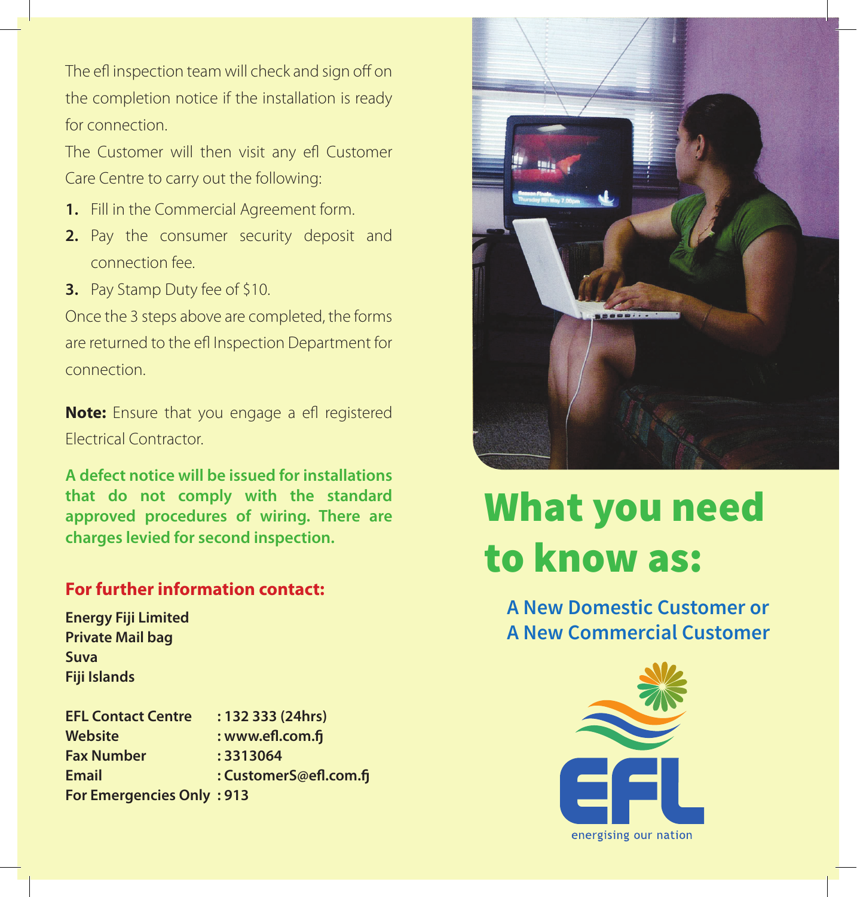The efl inspection team will check and sign off on the completion notice if the installation is ready for connection.

The Customer will then visit any efl Customer Care Centre to carry out the following:

1. Fill in the Commercial Agreement form.
2. Pay the consumer security deposit and connection fee.
3. Pay Stamp Duty fee of $10.

Once the 3 steps above are completed, the forms are returned to the efl Inspection Department for connection.

**Note:** Ensure that you engage a efl registered Electrical Contractor.

**A defect notice will be issued for installations that do not comply with the standard approved procedures of wiring. There are charges levied for second inspection.**

### For further information contact:

**Energy Fiji Limited**
**Private Mail bag**
**Suva**
**Fiji Islands**

| | |
|---|---|
| **EFL Contact Centre** | **: 132 333 (24hrs)** |
| **Website** | **: www.efl.com.fj** |
| **Fax Number** | **: 3313064** |
| **Email** | **: CustomerS@efl.com.fj** |
| **For Emergencies Only** | **: 913** |

# What you need to know as:

## A New Domestic Customer or A New Commercial Customer

EFL

energising our nation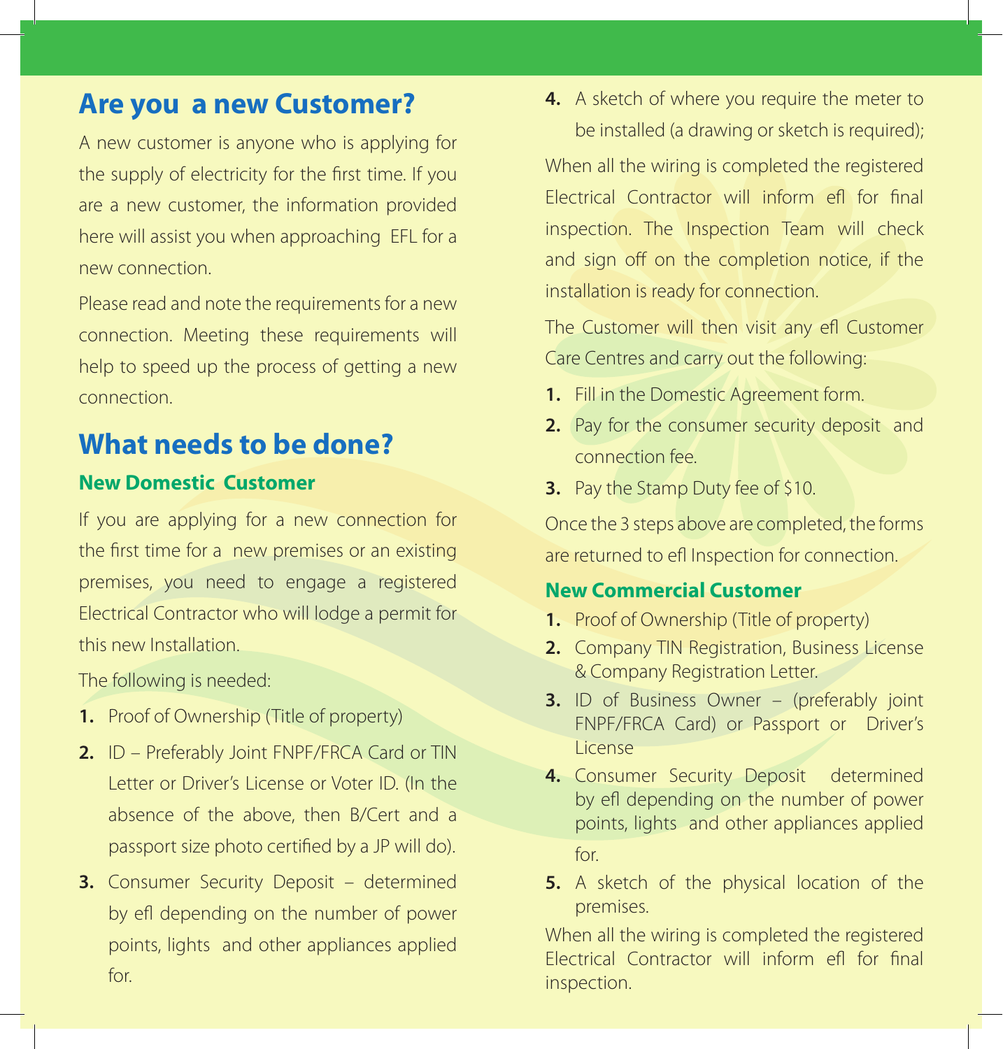## Are you a new Customer?

A new customer is anyone who is applying for the supply of electricity for the first time. If you are a new customer, the information provided here will assist you when approaching EFL for a new connection.

Please read and note the requirements for a new connection. Meeting these requirements will help to speed up the process of getting a new connection.

## What needs to be done?

### New Domestic Customer

If you are applying for a new connection for the first time for a new premises or an existing premises, you need to engage a registered Electrical Contractor who will lodge a permit for this new Installation.

The following is needed:

1. Proof of Ownership (Title of property)
2. ID – Preferably Joint FNPF/FRCA Card or TIN Letter or Driver's License or Voter ID. (In the absence of the above, then B/Cert and a passport size photo certified by a JP will do).
3. Consumer Security Deposit – determined by efl depending on the number of power points, lights and other appliances applied for.
4. A sketch of where you require the meter to be installed (a drawing or sketch is required);

When all the wiring is completed the registered Electrical Contractor will inform efl for final inspection. The Inspection Team will check and sign off on the completion notice, if the installation is ready for connection.

The Customer will then visit any efl Customer Care Centres and carry out the following:

1. Fill in the Domestic Agreement form.
2. Pay for the consumer security deposit and connection fee.
3. Pay the Stamp Duty fee of $10.

Once the 3 steps above are completed, the forms are returned to efl Inspection for connection.

### New Commercial Customer

1. Proof of Ownership (Title of property)
2. Company TIN Registration, Business License & Company Registration Letter.
3. ID of Business Owner – (preferably joint FNPF/FRCA Card) or Passport or Driver's License
4. Consumer Security Deposit determined by efl depending on the number of power points, lights and other appliances applied for.
5. A sketch of the physical location of the premises.

When all the wiring is completed the registered Electrical Contractor will inform efl for final inspection.